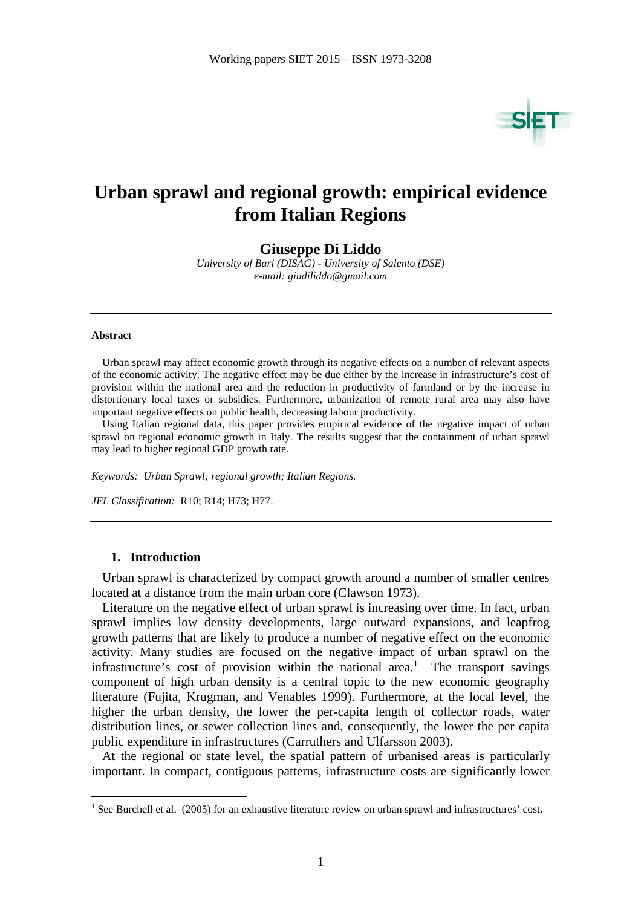# Urban sprawl and regional growth: empirical evidence from Italian Regions

**Giuseppe Di Liddo**

*University of Bari (DISAG) - University of Salento (DSE)*
*e-mail: giudiliddo@gmail.com*

---

**Abstract**

Urban sprawl may affect economic growth through its negative effects on a number of relevant aspects of the economic activity. The negative effect may be due either by the increase in infrastructure's cost of provision within the national area and the reduction in productivity of farmland or by the increase in distortionary local taxes or subsidies. Furthermore, urbanization of remote rural area may also have important negative effects on public health, decreasing labour productivity.

Using Italian regional data, this paper provides empirical evidence of the negative impact of urban sprawl on regional economic growth in Italy. The results suggest that the containment of urban sprawl may lead to higher regional GDP growth rate.

*Keywords: Urban Sprawl; regional growth; Italian Regions.*

*JEL Classification:* R10; R14; H73; H77.

---

## 1. Introduction

Urban sprawl is characterized by compact growth around a number of smaller centres located at a distance from the main urban core (Clawson 1973).

Literature on the negative effect of urban sprawl is increasing over time. In fact, urban sprawl implies low density developments, large outward expansions, and leapfrog growth patterns that are likely to produce a number of negative effect on the economic activity. Many studies are focused on the negative impact of urban sprawl on the infrastructure's cost of provision within the national area.[1] The transport savings component of high urban density is a central topic to the new economic geography literature (Fujita, Krugman, and Venables 1999). Furthermore, at the local level, the higher the urban density, the lower the per-capita length of collector roads, water distribution lines, or sewer collection lines and, consequently, the lower the per capita public expenditure in infrastructures (Carruthers and Ulfarsson 2003).

At the regional or state level, the spatial pattern of urbanised areas is particularly important. In compact, contiguous patterns, infrastructure costs are significantly lower

---

[1] See Burchell et al. (2005) for an exhaustive literature review on urban sprawl and infrastructures' cost.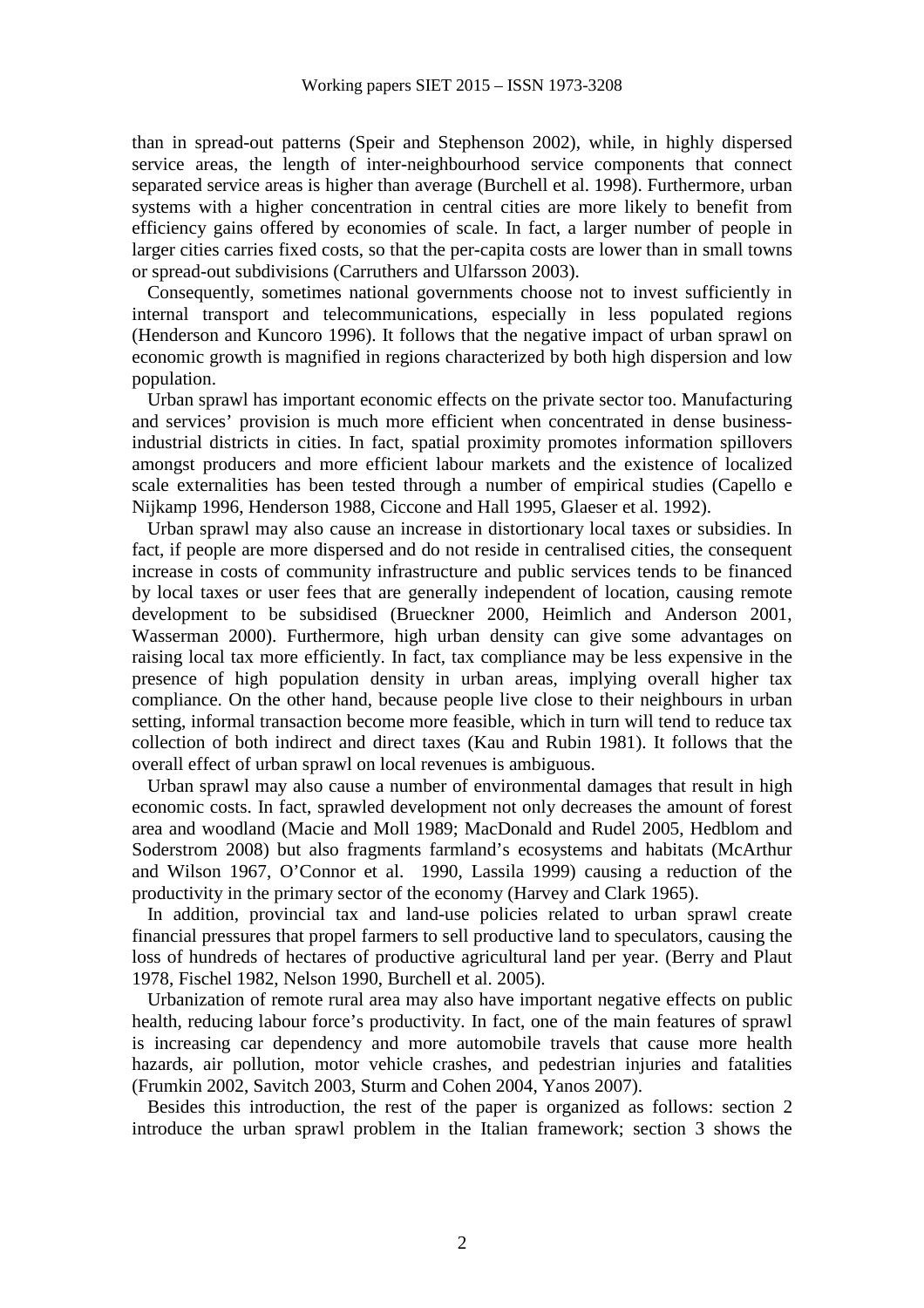than in spread-out patterns (Speir and Stephenson 2002), while, in highly dispersed service areas, the length of inter-neighbourhood service components that connect separated service areas is higher than average (Burchell et al. 1998). Furthermore, urban systems with a higher concentration in central cities are more likely to benefit from efficiency gains offered by economies of scale. In fact, a larger number of people in larger cities carries fixed costs, so that the per-capita costs are lower than in small towns or spread-out subdivisions (Carruthers and Ulfarsson 2003).

Consequently, sometimes national governments choose not to invest sufficiently in internal transport and telecommunications, especially in less populated regions (Henderson and Kuncoro 1996). It follows that the negative impact of urban sprawl on economic growth is magnified in regions characterized by both high dispersion and low population.

Urban sprawl has important economic effects on the private sector too. Manufacturing and services' provision is much more efficient when concentrated in dense business-industrial districts in cities. In fact, spatial proximity promotes information spillovers amongst producers and more efficient labour markets and the existence of localized scale externalities has been tested through a number of empirical studies (Capello e Nijkamp 1996, Henderson 1988, Ciccone and Hall 1995, Glaeser et al. 1992).

Urban sprawl may also cause an increase in distortionary local taxes or subsidies. In fact, if people are more dispersed and do not reside in centralised cities, the consequent increase in costs of community infrastructure and public services tends to be financed by local taxes or user fees that are generally independent of location, causing remote development to be subsidised (Brueckner 2000, Heimlich and Anderson 2001, Wasserman 2000). Furthermore, high urban density can give some advantages on raising local tax more efficiently. In fact, tax compliance may be less expensive in the presence of high population density in urban areas, implying overall higher tax compliance. On the other hand, because people live close to their neighbours in urban setting, informal transaction become more feasible, which in turn will tend to reduce tax collection of both indirect and direct taxes (Kau and Rubin 1981). It follows that the overall effect of urban sprawl on local revenues is ambiguous.

Urban sprawl may also cause a number of environmental damages that result in high economic costs. In fact, sprawled development not only decreases the amount of forest area and woodland (Macie and Moll 1989; MacDonald and Rudel 2005, Hedblom and Soderstrom 2008) but also fragments farmland's ecosystems and habitats (McArthur and Wilson 1967, O'Connor et al. 1990, Lassila 1999) causing a reduction of the productivity in the primary sector of the economy (Harvey and Clark 1965).

In addition, provincial tax and land-use policies related to urban sprawl create financial pressures that propel farmers to sell productive land to speculators, causing the loss of hundreds of hectares of productive agricultural land per year. (Berry and Plaut 1978, Fischel 1982, Nelson 1990, Burchell et al. 2005).

Urbanization of remote rural area may also have important negative effects on public health, reducing labour force's productivity. In fact, one of the main features of sprawl is increasing car dependency and more automobile travels that cause more health hazards, air pollution, motor vehicle crashes, and pedestrian injuries and fatalities (Frumkin 2002, Savitch 2003, Sturm and Cohen 2004, Yanos 2007).

Besides this introduction, the rest of the paper is organized as follows: section 2 introduce the urban sprawl problem in the Italian framework; section 3 shows the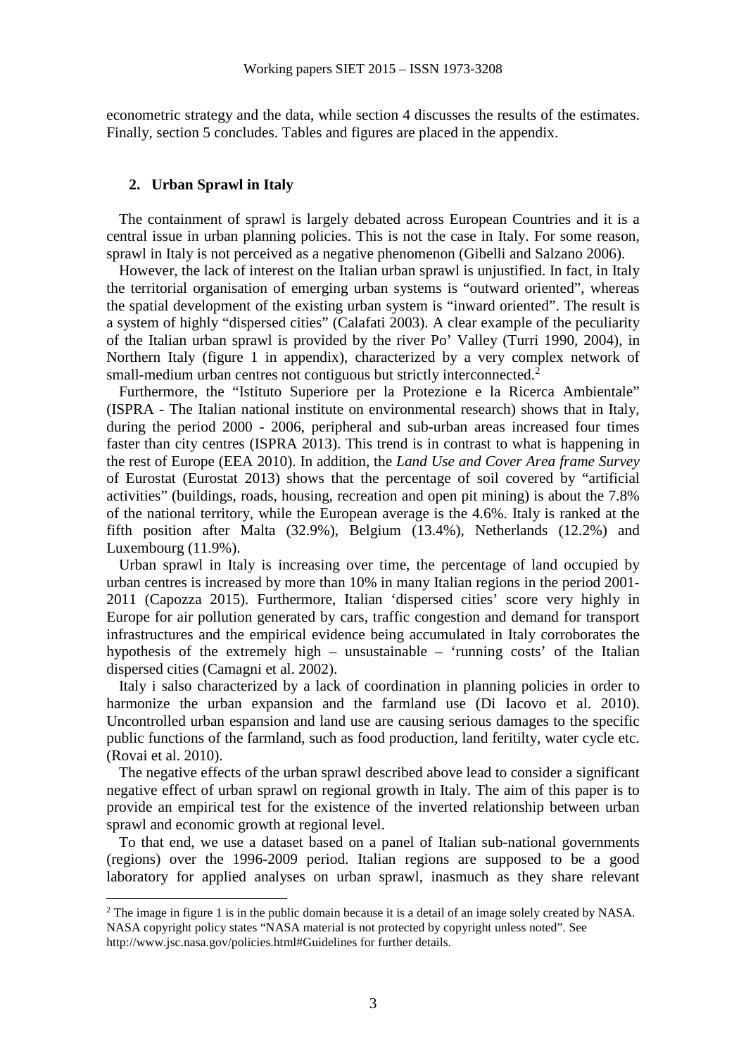econometric strategy and the data, while section 4 discusses the results of the estimates. Finally, section 5 concludes. Tables and figures are placed in the appendix.

## 2. Urban Sprawl in Italy

The containment of sprawl is largely debated across European Countries and it is a central issue in urban planning policies. This is not the case in Italy. For some reason, sprawl in Italy is not perceived as a negative phenomenon (Gibelli and Salzano 2006).

However, the lack of interest on the Italian urban sprawl is unjustified. In fact, in Italy the territorial organisation of emerging urban systems is "outward oriented", whereas the spatial development of the existing urban system is "inward oriented". The result is a system of highly "dispersed cities" (Calafati 2003). A clear example of the peculiarity of the Italian urban sprawl is provided by the river Po' Valley (Turri 1990, 2004), in Northern Italy (figure 1 in appendix), characterized by a very complex network of small-medium urban centres not contiguous but strictly interconnected.[2]

Furthermore, the "Istituto Superiore per la Protezione e la Ricerca Ambientale" (ISPRA - The Italian national institute on environmental research) shows that in Italy, during the period 2000 - 2006, peripheral and sub-urban areas increased four times faster than city centres (ISPRA 2013). This trend is in contrast to what is happening in the rest of Europe (EEA 2010). In addition, the *Land Use and Cover Area frame Survey* of Eurostat (Eurostat 2013) shows that the percentage of soil covered by "artificial activities" (buildings, roads, housing, recreation and open pit mining) is about the 7.8% of the national territory, while the European average is the 4.6%. Italy is ranked at the fifth position after Malta (32.9%), Belgium (13.4%), Netherlands (12.2%) and Luxembourg (11.9%).

Urban sprawl in Italy is increasing over time, the percentage of land occupied by urban centres is increased by more than 10% in many Italian regions in the period 2001-2011 (Capozza 2015). Furthermore, Italian 'dispersed cities' score very highly in Europe for air pollution generated by cars, traffic congestion and demand for transport infrastructures and the empirical evidence being accumulated in Italy corroborates the hypothesis of the extremely high – unsustainable – 'running costs' of the Italian dispersed cities (Camagni et al. 2002).

Italy i salso characterized by a lack of coordination in planning policies in order to harmonize the urban expansion and the farmland use (Di Iacovo et al. 2010). Uncontrolled urban espansion and land use are causing serious damages to the specific public functions of the farmland, such as food production, land feritilty, water cycle etc. (Rovai et al. 2010).

The negative effects of the urban sprawl described above lead to consider a significant negative effect of urban sprawl on regional growth in Italy. The aim of this paper is to provide an empirical test for the existence of the inverted relationship between urban sprawl and economic growth at regional level.

To that end, we use a dataset based on a panel of Italian sub-national governments (regions) over the 1996-2009 period. Italian regions are supposed to be a good laboratory for applied analyses on urban sprawl, inasmuch as they share relevant

[2] The image in figure 1 is in the public domain because it is a detail of an image solely created by NASA. NASA copyright policy states "NASA material is not protected by copyright unless noted". See http://www.jsc.nasa.gov/policies.html#Guidelines for further details.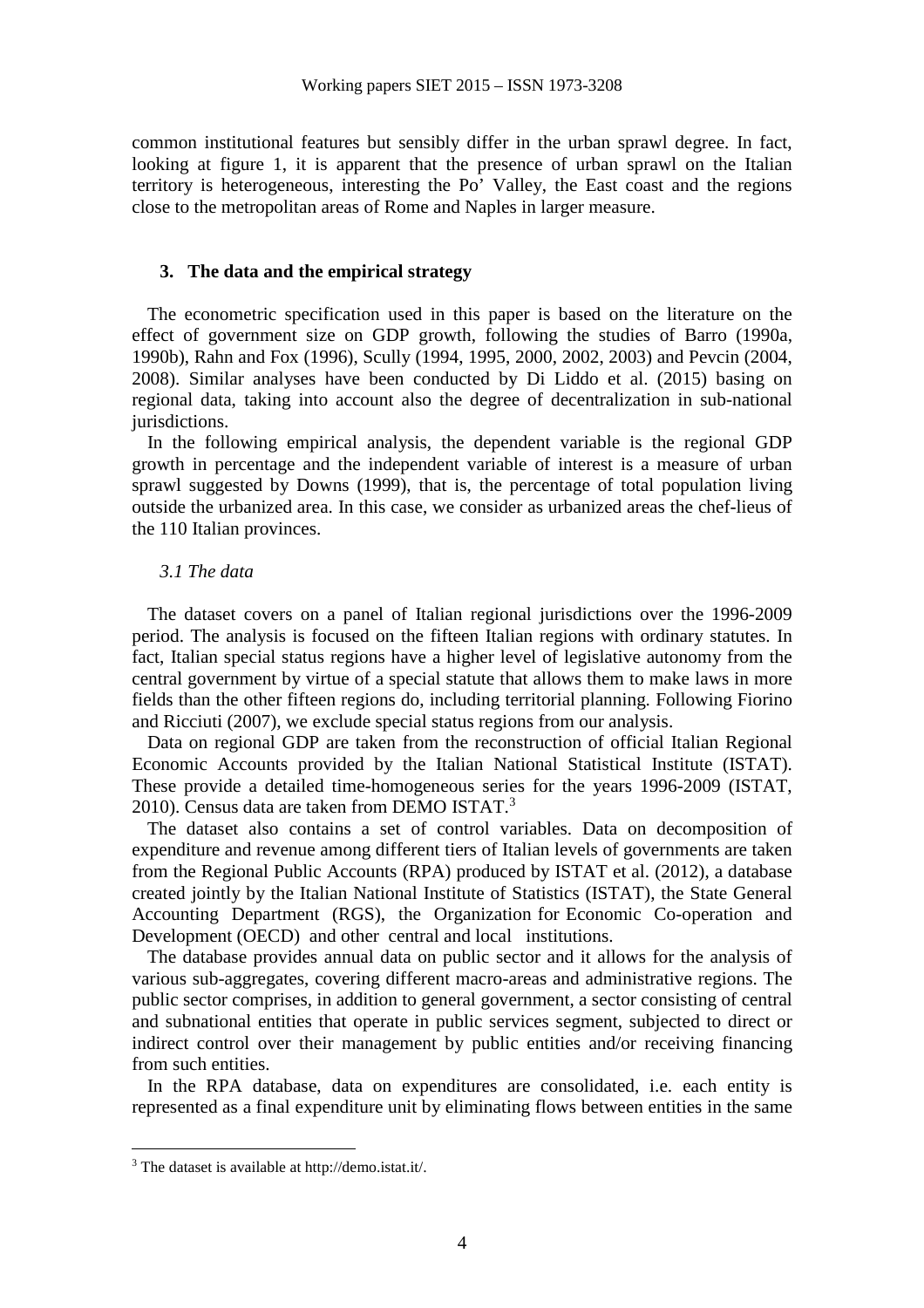common institutional features but sensibly differ in the urban sprawl degree. In fact, looking at figure 1, it is apparent that the presence of urban sprawl on the Italian territory is heterogeneous, interesting the Po' Valley, the East coast and the regions close to the metropolitan areas of Rome and Naples in larger measure.

## 3. The data and the empirical strategy

The econometric specification used in this paper is based on the literature on the effect of government size on GDP growth, following the studies of Barro (1990a, 1990b), Rahn and Fox (1996), Scully (1994, 1995, 2000, 2002, 2003) and Pevcin (2004, 2008). Similar analyses have been conducted by Di Liddo et al. (2015) basing on regional data, taking into account also the degree of decentralization in sub-national jurisdictions.

In the following empirical analysis, the dependent variable is the regional GDP growth in percentage and the independent variable of interest is a measure of urban sprawl suggested by Downs (1999), that is, the percentage of total population living outside the urbanized area. In this case, we consider as urbanized areas the chef-lieus of the 110 Italian provinces.

### *3.1 The data*

The dataset covers on a panel of Italian regional jurisdictions over the 1996-2009 period. The analysis is focused on the fifteen Italian regions with ordinary statutes. In fact, Italian special status regions have a higher level of legislative autonomy from the central government by virtue of a special statute that allows them to make laws in more fields than the other fifteen regions do, including territorial planning. Following Fiorino and Ricciuti (2007), we exclude special status regions from our analysis.

Data on regional GDP are taken from the reconstruction of official Italian Regional Economic Accounts provided by the Italian National Statistical Institute (ISTAT). These provide a detailed time-homogeneous series for the years 1996-2009 (ISTAT, 2010). Census data are taken from DEMO ISTAT.[3]

The dataset also contains a set of control variables. Data on decomposition of expenditure and revenue among different tiers of Italian levels of governments are taken from the Regional Public Accounts (RPA) produced by ISTAT et al. (2012), a database created jointly by the Italian National Institute of Statistics (ISTAT), the State General Accounting Department (RGS), the Organization for Economic Co-operation and Development (OECD) and other central and local institutions.

The database provides annual data on public sector and it allows for the analysis of various sub-aggregates, covering different macro-areas and administrative regions. The public sector comprises, in addition to general government, a sector consisting of central and subnational entities that operate in public services segment, subjected to direct or indirect control over their management by public entities and/or receiving financing from such entities.

In the RPA database, data on expenditures are consolidated, i.e. each entity is represented as a final expenditure unit by eliminating flows between entities in the same

[3] The dataset is available at http://demo.istat.it/.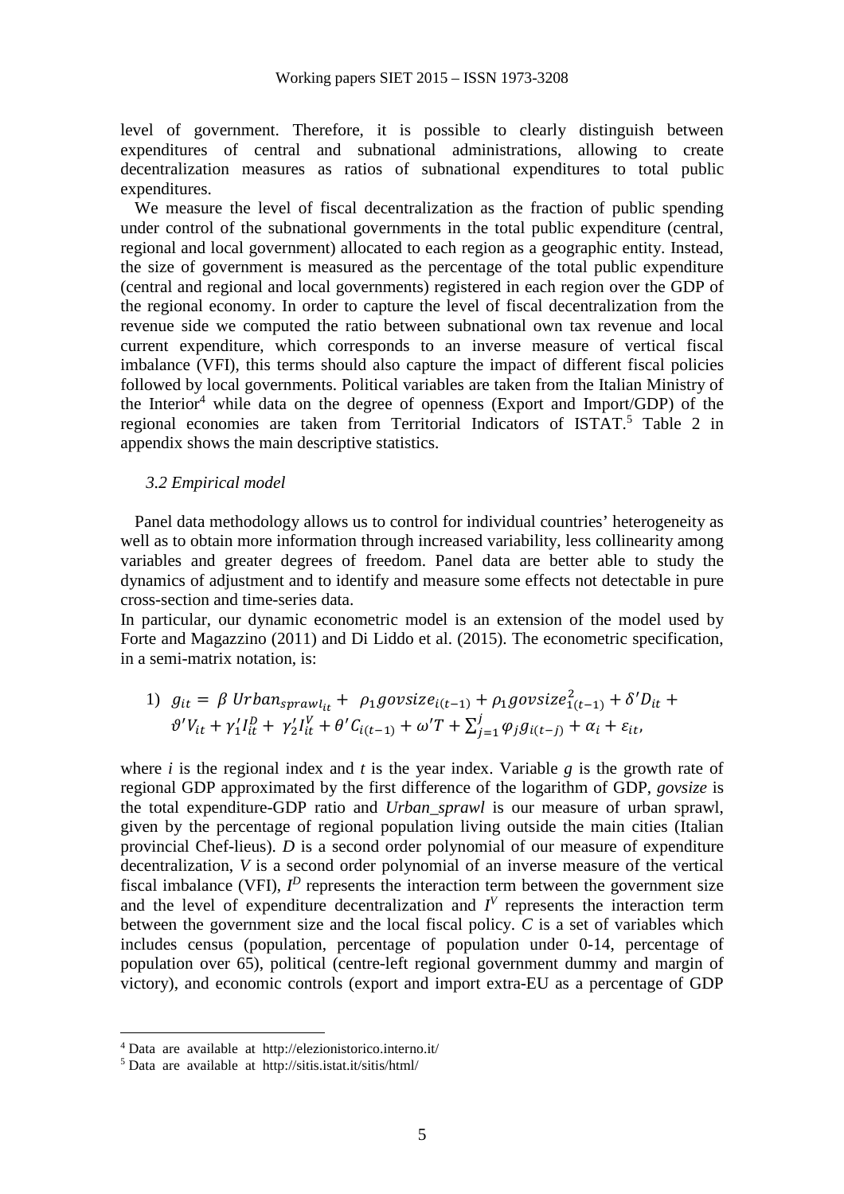level of government. Therefore, it is possible to clearly distinguish between expenditures of central and subnational administrations, allowing to create decentralization measures as ratios of subnational expenditures to total public expenditures.

We measure the level of fiscal decentralization as the fraction of public spending under control of the subnational governments in the total public expenditure (central, regional and local government) allocated to each region as a geographic entity. Instead, the size of government is measured as the percentage of the total public expenditure (central and regional and local governments) registered in each region over the GDP of the regional economy. In order to capture the level of fiscal decentralization from the revenue side we computed the ratio between subnational own tax revenue and local current expenditure, which corresponds to an inverse measure of vertical fiscal imbalance (VFI), this terms should also capture the impact of different fiscal policies followed by local governments. Political variables are taken from the Italian Ministry of the Interior[4] while data on the degree of openness (Export and Import/GDP) of the regional economies are taken from Territorial Indicators of ISTAT.[5] Table 2 in appendix shows the main descriptive statistics.

### *3.2 Empirical model*

Panel data methodology allows us to control for individual countries' heterogeneity as well as to obtain more information through increased variability, less collinearity among variables and greater degrees of freedom. Panel data are better able to study the dynamics of adjustment and to identify and measure some effects not detectable in pure cross-section and time-series data.

In particular, our dynamic econometric model is an extension of the model used by Forte and Magazzino (2011) and Di Liddo et al. (2015). The econometric specification, in a semi-matrix notation, is:

$$1)\quad g_{it} = \beta\, Urban_{sprawl_{it}} + \rho_1 govsize_{i(t-1)} + \rho_1 govsize^2_{1(t-1)} + \delta' D_{it} + \vartheta' V_{it} + \gamma_1' I^D_{it} + \gamma_2' I^V_{it} + \theta' C_{i(t-1)} + \omega' T + \sum_{j=1}^{j} \varphi_j g_{i(t-j)} + \alpha_i + \varepsilon_{it},$$

where $i$ is the regional index and $t$ is the year index. Variable $g$ is the growth rate of regional GDP approximated by the first difference of the logarithm of GDP, *govsize* is the total expenditure-GDP ratio and *Urban_sprawl* is our measure of urban sprawl, given by the percentage of regional population living outside the main cities (Italian provincial Chef-lieus). $D$ is a second order polynomial of our measure of expenditure decentralization, $V$ is a second order polynomial of an inverse measure of the vertical fiscal imbalance (VFI), $I^D$ represents the interaction term between the government size and the level of expenditure decentralization and $I^V$ represents the interaction term between the government size and the local fiscal policy. $C$ is a set of variables which includes census (population, percentage of population under 0-14, percentage of population over 65), political (centre-left regional government dummy and margin of victory), and economic controls (export and import extra-EU as a percentage of GDP

---

[4] Data are available at http://elezionistorico.interno.it/

[5] Data are available at http://sitis.istat.it/sitis/html/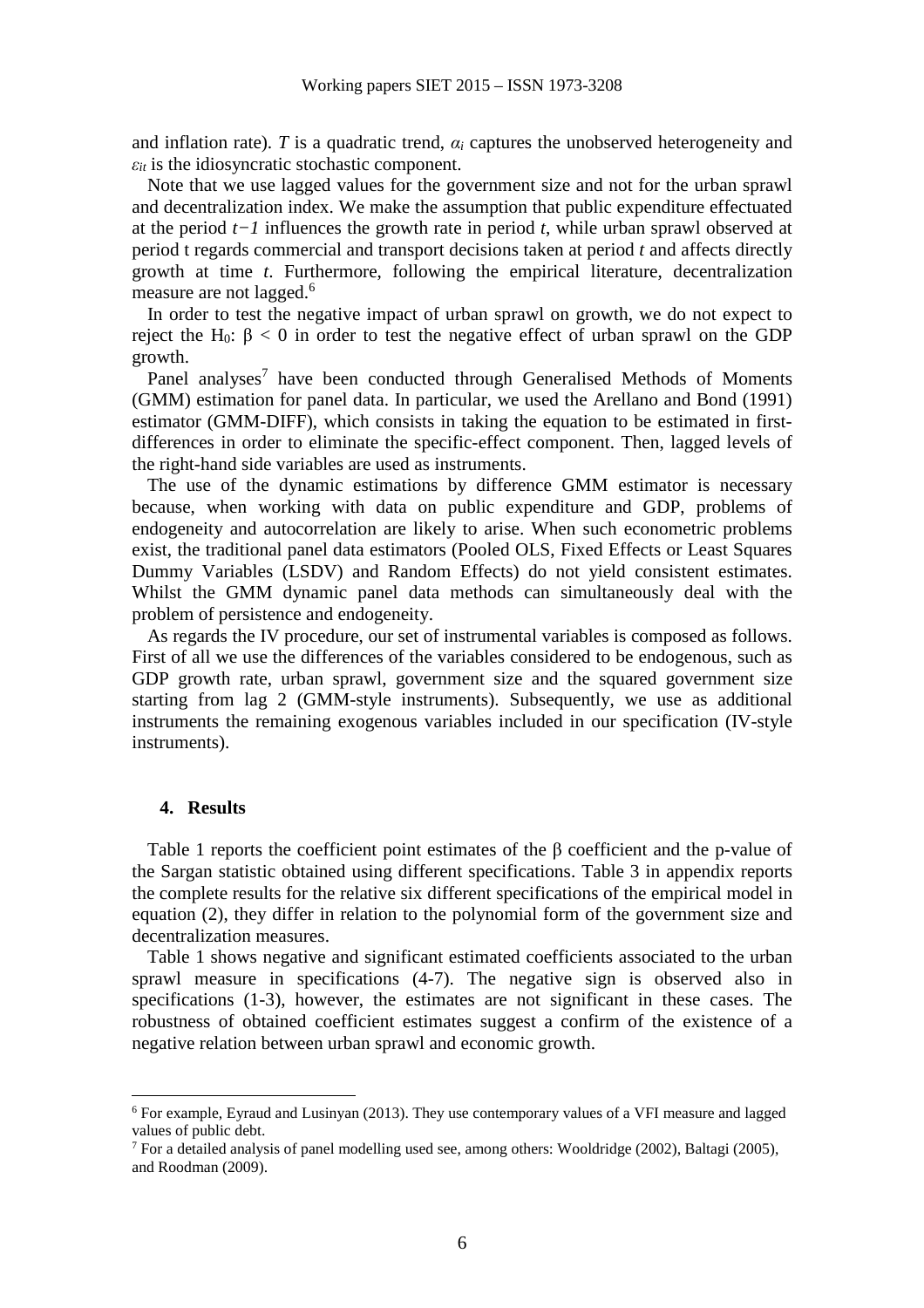and inflation rate). *T* is a quadratic trend, $\alpha_i$ captures the unobserved heterogeneity and $\varepsilon_{it}$ is the idiosyncratic stochastic component.

Note that we use lagged values for the government size and not for the urban sprawl and decentralization index. We make the assumption that public expenditure effectuated at the period $t-1$ influences the growth rate in period *t*, while urban sprawl observed at period t regards commercial and transport decisions taken at period *t* and affects directly growth at time *t*. Furthermore, following the empirical literature, decentralization measure are not lagged.[6]

In order to test the negative impact of urban sprawl on growth, we do not expect to reject the $H_0$: $\beta < 0$ in order to test the negative effect of urban sprawl on the GDP growth.

Panel analyses[7] have been conducted through Generalised Methods of Moments (GMM) estimation for panel data. In particular, we used the Arellano and Bond (1991) estimator (GMM-DIFF), which consists in taking the equation to be estimated in first-differences in order to eliminate the specific-effect component. Then, lagged levels of the right-hand side variables are used as instruments.

The use of the dynamic estimations by difference GMM estimator is necessary because, when working with data on public expenditure and GDP, problems of endogeneity and autocorrelation are likely to arise. When such econometric problems exist, the traditional panel data estimators (Pooled OLS, Fixed Effects or Least Squares Dummy Variables (LSDV) and Random Effects) do not yield consistent estimates. Whilst the GMM dynamic panel data methods can simultaneously deal with the problem of persistence and endogeneity.

As regards the IV procedure, our set of instrumental variables is composed as follows. First of all we use the differences of the variables considered to be endogenous, such as GDP growth rate, urban sprawl, government size and the squared government size starting from lag 2 (GMM-style instruments). Subsequently, we use as additional instruments the remaining exogenous variables included in our specification (IV-style instruments).

## 4. Results

Table 1 reports the coefficient point estimates of the β coefficient and the p-value of the Sargan statistic obtained using different specifications. Table 3 in appendix reports the complete results for the relative six different specifications of the empirical model in equation (2), they differ in relation to the polynomial form of the government size and decentralization measures.

Table 1 shows negative and significant estimated coefficients associated to the urban sprawl measure in specifications (4-7). The negative sign is observed also in specifications (1-3), however, the estimates are not significant in these cases. The robustness of obtained coefficient estimates suggest a confirm of the existence of a negative relation between urban sprawl and economic growth.

---

[6] For example, Eyraud and Lusinyan (2013). They use contemporary values of a VFI measure and lagged values of public debt.

[7] For a detailed analysis of panel modelling used see, among others: Wooldridge (2002), Baltagi (2005), and Roodman (2009).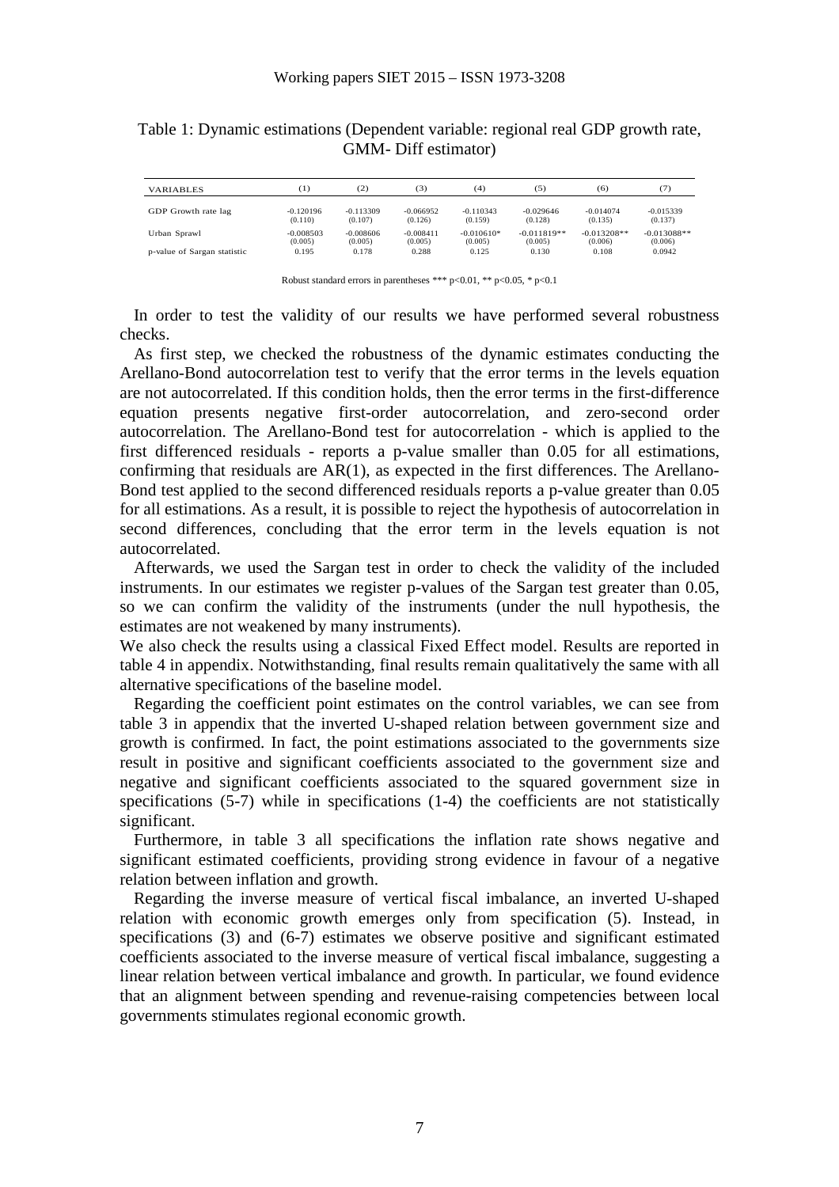Table 1: Dynamic estimations (Dependent variable: regional real GDP growth rate, GMM- Diff estimator)

| VARIABLES | (1) | (2) | (3) | (4) | (5) | (6) | (7) |
|---|---|---|---|---|---|---|---|
| GDP Growth rate lag | -0.120196 | -0.113309 | -0.066952 | -0.110343 | -0.029646 | -0.014074 | -0.015339 |
| | (0.110) | (0.107) | (0.126) | (0.159) | (0.128) | (0.135) | (0.137) |
| Urban Sprawl | -0.008503 | -0.008606 | -0.008411 | -0.010610* | -0.011819** | -0.013208** | -0.013088** |
| | (0.005) | (0.005) | (0.005) | (0.005) | (0.005) | (0.006) | (0.006) |
| p-value of Sargan statistic | 0.195 | 0.178 | 0.288 | 0.125 | 0.130 | 0.108 | 0.0942 |

Robust standard errors in parentheses *** p<0.01, ** p<0.05, * p<0.1

In order to test the validity of our results we have performed several robustness checks.

As first step, we checked the robustness of the dynamic estimates conducting the Arellano-Bond autocorrelation test to verify that the error terms in the levels equation are not autocorrelated. If this condition holds, then the error terms in the first-difference equation presents negative first-order autocorrelation, and zero-second order autocorrelation. The Arellano-Bond test for autocorrelation - which is applied to the first differenced residuals - reports a p-value smaller than 0.05 for all estimations, confirming that residuals are AR(1), as expected in the first differences. The Arellano-Bond test applied to the second differenced residuals reports a p-value greater than 0.05 for all estimations. As a result, it is possible to reject the hypothesis of autocorrelation in second differences, concluding that the error term in the levels equation is not autocorrelated.

Afterwards, we used the Sargan test in order to check the validity of the included instruments. In our estimates we register p-values of the Sargan test greater than 0.05, so we can confirm the validity of the instruments (under the null hypothesis, the estimates are not weakened by many instruments).

We also check the results using a classical Fixed Effect model. Results are reported in table 4 in appendix. Notwithstanding, final results remain qualitatively the same with all alternative specifications of the baseline model.

Regarding the coefficient point estimates on the control variables, we can see from table 3 in appendix that the inverted U-shaped relation between government size and growth is confirmed. In fact, the point estimations associated to the governments size result in positive and significant coefficients associated to the government size and negative and significant coefficients associated to the squared government size in specifications (5-7) while in specifications (1-4) the coefficients are not statistically significant.

Furthermore, in table 3 all specifications the inflation rate shows negative and significant estimated coefficients, providing strong evidence in favour of a negative relation between inflation and growth.

Regarding the inverse measure of vertical fiscal imbalance, an inverted U-shaped relation with economic growth emerges only from specification (5). Instead, in specifications (3) and (6-7) estimates we observe positive and significant estimated coefficients associated to the inverse measure of vertical fiscal imbalance, suggesting a linear relation between vertical imbalance and growth. In particular, we found evidence that an alignment between spending and revenue-raising competencies between local governments stimulates regional economic growth.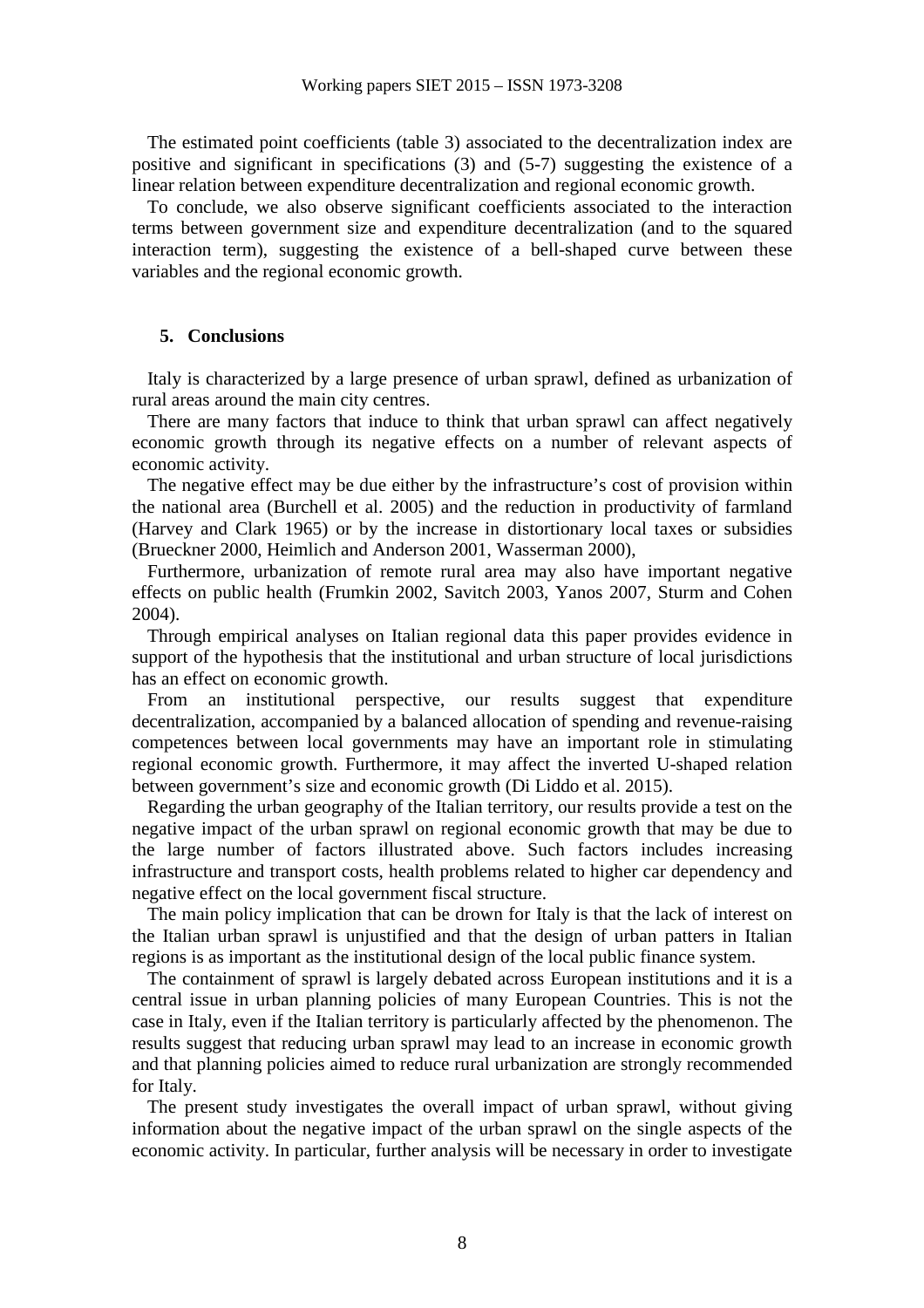The estimated point coefficients (table 3) associated to the decentralization index are positive and significant in specifications (3) and (5-7) suggesting the existence of a linear relation between expenditure decentralization and regional economic growth.

To conclude, we also observe significant coefficients associated to the interaction terms between government size and expenditure decentralization (and to the squared interaction term), suggesting the existence of a bell-shaped curve between these variables and the regional economic growth.

## 5. Conclusions

Italy is characterized by a large presence of urban sprawl, defined as urbanization of rural areas around the main city centres.

There are many factors that induce to think that urban sprawl can affect negatively economic growth through its negative effects on a number of relevant aspects of economic activity.

The negative effect may be due either by the infrastructure's cost of provision within the national area (Burchell et al. 2005) and the reduction in productivity of farmland (Harvey and Clark 1965) or by the increase in distortionary local taxes or subsidies (Brueckner 2000, Heimlich and Anderson 2001, Wasserman 2000),

Furthermore, urbanization of remote rural area may also have important negative effects on public health (Frumkin 2002, Savitch 2003, Yanos 2007, Sturm and Cohen 2004).

Through empirical analyses on Italian regional data this paper provides evidence in support of the hypothesis that the institutional and urban structure of local jurisdictions has an effect on economic growth.

From an institutional perspective, our results suggest that expenditure decentralization, accompanied by a balanced allocation of spending and revenue-raising competences between local governments may have an important role in stimulating regional economic growth. Furthermore, it may affect the inverted U-shaped relation between government's size and economic growth (Di Liddo et al. 2015).

Regarding the urban geography of the Italian territory, our results provide a test on the negative impact of the urban sprawl on regional economic growth that may be due to the large number of factors illustrated above. Such factors includes increasing infrastructure and transport costs, health problems related to higher car dependency and negative effect on the local government fiscal structure.

The main policy implication that can be drown for Italy is that the lack of interest on the Italian urban sprawl is unjustified and that the design of urban patters in Italian regions is as important as the institutional design of the local public finance system.

The containment of sprawl is largely debated across European institutions and it is a central issue in urban planning policies of many European Countries. This is not the case in Italy, even if the Italian territory is particularly affected by the phenomenon. The results suggest that reducing urban sprawl may lead to an increase in economic growth and that planning policies aimed to reduce rural urbanization are strongly recommended for Italy.

The present study investigates the overall impact of urban sprawl, without giving information about the negative impact of the urban sprawl on the single aspects of the economic activity. In particular, further analysis will be necessary in order to investigate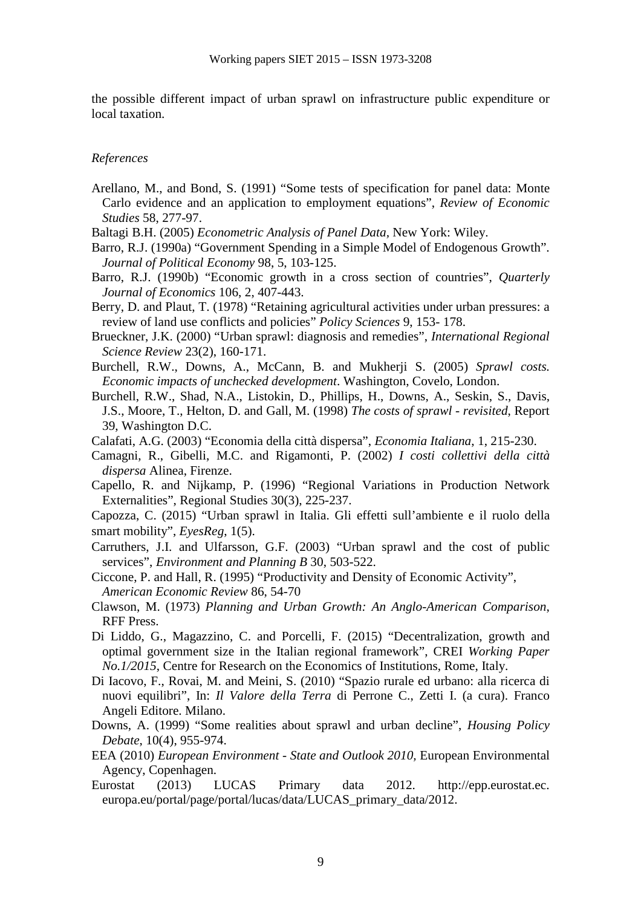the possible different impact of urban sprawl on infrastructure public expenditure or local taxation.

*References*

Arellano, M., and Bond, S. (1991) "Some tests of specification for panel data: Monte Carlo evidence and an application to employment equations", *Review of Economic Studies* 58, 277-97.

Baltagi B.H. (2005) *Econometric Analysis of Panel Data*, New York: Wiley.

Barro, R.J. (1990a) "Government Spending in a Simple Model of Endogenous Growth". *Journal of Political Economy* 98, 5, 103-125.

Barro, R.J. (1990b) "Economic growth in a cross section of countries", *Quarterly Journal of Economics* 106, 2, 407-443.

Berry, D. and Plaut, T. (1978) "Retaining agricultural activities under urban pressures: a review of land use conflicts and policies" *Policy Sciences* 9, 153- 178.

Brueckner, J.K. (2000) "Urban sprawl: diagnosis and remedies", *International Regional Science Review* 23(2), 160-171.

Burchell, R.W., Downs, A., McCann, B. and Mukherji S. (2005) *Sprawl costs. Economic impacts of unchecked development*. Washington, Covelo, London.

Burchell, R.W., Shad, N.A., Listokin, D., Phillips, H., Downs, A., Seskin, S., Davis, J.S., Moore, T., Helton, D. and Gall, M. (1998) *The costs of sprawl - revisited*, Report 39, Washington D.C.

Calafati, A.G. (2003) "Economia della città dispersa", *Economia Italiana*, 1, 215-230.

Camagni, R., Gibelli, M.C. and Rigamonti, P. (2002) *I costi collettivi della città dispersa* Alinea, Firenze.

Capello, R. and Nijkamp, P. (1996) "Regional Variations in Production Network Externalities", Regional Studies 30(3), 225-237.

Capozza, C. (2015) "Urban sprawl in Italia. Gli effetti sull'ambiente e il ruolo della smart mobility", *EyesReg*, 1(5).

Carruthers, J.I. and Ulfarsson, G.F. (2003) "Urban sprawl and the cost of public services", *Environment and Planning B* 30, 503-522.

Ciccone, P. and Hall, R. (1995) "Productivity and Density of Economic Activity", *American Economic Review* 86, 54-70

Clawson, M. (1973) *Planning and Urban Growth: An Anglo-American Comparison*, RFF Press.

Di Liddo, G., Magazzino, C. and Porcelli, F. (2015) "Decentralization, growth and optimal government size in the Italian regional framework", CREI *Working Paper No.1/2015*, Centre for Research on the Economics of Institutions, Rome, Italy.

Di Iacovo, F., Rovai, M. and Meini, S. (2010) "Spazio rurale ed urbano: alla ricerca di nuovi equilibri", In: *Il Valore della Terra* di Perrone C., Zetti I. (a cura). Franco Angeli Editore. Milano.

Downs, A. (1999) "Some realities about sprawl and urban decline", *Housing Policy Debate*, 10(4), 955-974.

EEA (2010) *European Environment - State and Outlook 2010*, European Environmental Agency, Copenhagen.

Eurostat (2013) LUCAS Primary data 2012. http://epp.eurostat.ec.europa.eu/portal/page/portal/lucas/data/LUCAS_primary_data/2012.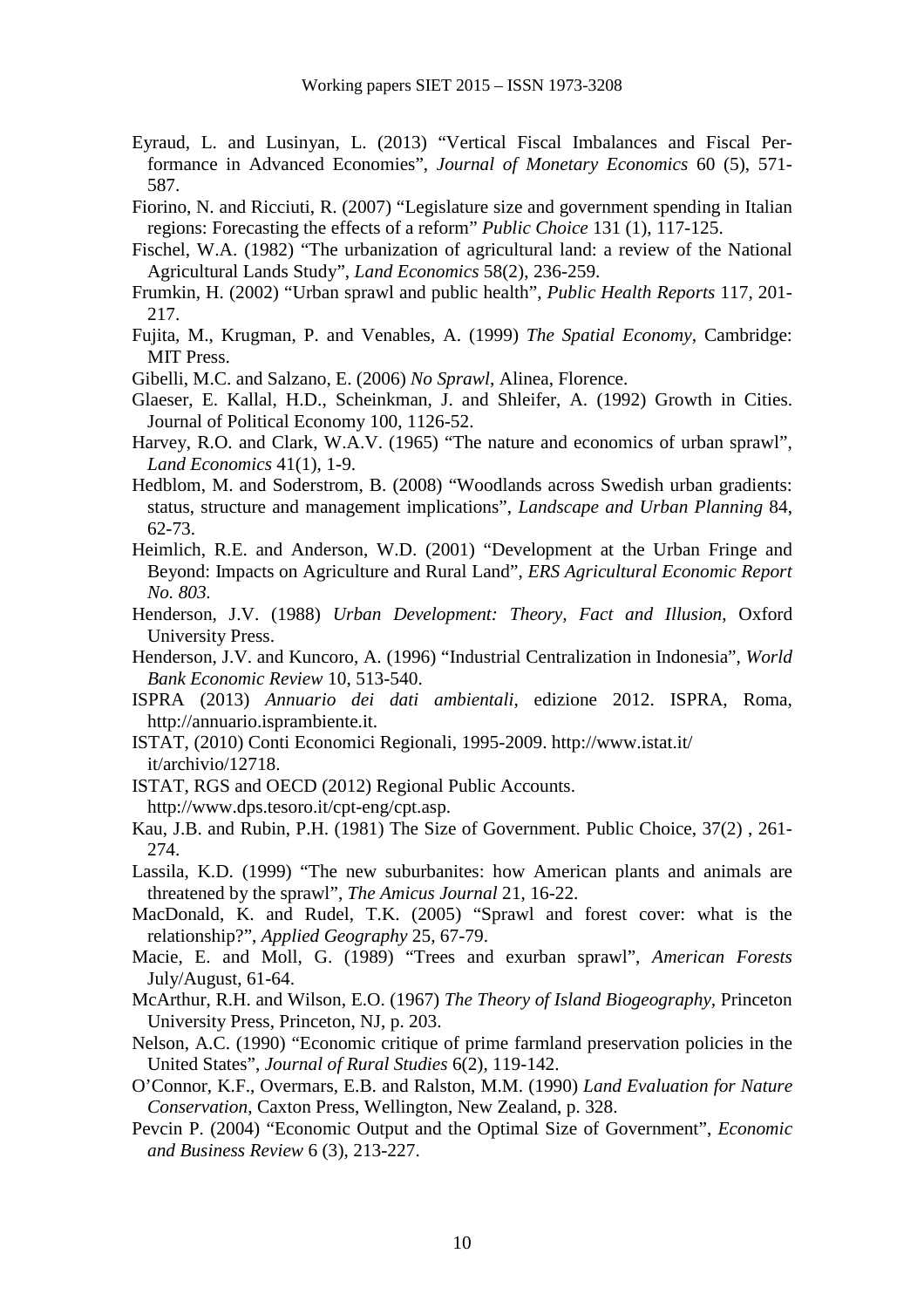Eyraud, L. and Lusinyan, L. (2013) "Vertical Fiscal Imbalances and Fiscal Performance in Advanced Economies", *Journal of Monetary Economics* 60 (5), 571-587.

Fiorino, N. and Ricciuti, R. (2007) "Legislature size and government spending in Italian regions: Forecasting the effects of a reform" *Public Choice* 131 (1), 117-125.

Fischel, W.A. (1982) "The urbanization of agricultural land: a review of the National Agricultural Lands Study", *Land Economics* 58(2), 236-259.

Frumkin, H. (2002) "Urban sprawl and public health", *Public Health Reports* 117, 201-217.

Fujita, M., Krugman, P. and Venables, A. (1999) *The Spatial Economy*, Cambridge: MIT Press.

Gibelli, M.C. and Salzano, E. (2006) *No Sprawl*, Alinea, Florence.

Glaeser, E. Kallal, H.D., Scheinkman, J. and Shleifer, A. (1992) Growth in Cities. Journal of Political Economy 100, 1126-52.

Harvey, R.O. and Clark, W.A.V. (1965) "The nature and economics of urban sprawl", *Land Economics* 41(1), 1-9.

Hedblom, M. and Soderstrom, B. (2008) "Woodlands across Swedish urban gradients: status, structure and management implications", *Landscape and Urban Planning* 84, 62-73.

Heimlich, R.E. and Anderson, W.D. (2001) "Development at the Urban Fringe and Beyond: Impacts on Agriculture and Rural Land", *ERS Agricultural Economic Report No. 803*.

Henderson, J.V. (1988) *Urban Development: Theory, Fact and Illusion*, Oxford University Press.

Henderson, J.V. and Kuncoro, A. (1996) "Industrial Centralization in Indonesia", *World Bank Economic Review* 10, 513-540.

ISPRA (2013) *Annuario dei dati ambientali*, edizione 2012. ISPRA, Roma, http://annuario.isprambiente.it.

ISTAT, (2010) Conti Economici Regionali, 1995-2009. http://www.istat.it/it/archivio/12718.

ISTAT, RGS and OECD (2012) Regional Public Accounts. http://www.dps.tesoro.it/cpt-eng/cpt.asp.

Kau, J.B. and Rubin, P.H. (1981) The Size of Government. Public Choice, 37(2) , 261-274.

Lassila, K.D. (1999) "The new suburbanites: how American plants and animals are threatened by the sprawl", *The Amicus Journal* 21, 16-22.

MacDonald, K. and Rudel, T.K. (2005) "Sprawl and forest cover: what is the relationship?", *Applied Geography* 25, 67-79.

Macie, E. and Moll, G. (1989) "Trees and exurban sprawl", *American Forests* July/August, 61-64.

McArthur, R.H. and Wilson, E.O. (1967) *The Theory of Island Biogeography,* Princeton University Press, Princeton, NJ, p. 203.

Nelson, A.C. (1990) "Economic critique of prime farmland preservation policies in the United States", *Journal of Rural Studies* 6(2), 119-142.

O'Connor, K.F., Overmars, E.B. and Ralston, M.M. (1990) *Land Evaluation for Nature Conservation*, Caxton Press, Wellington, New Zealand, p. 328.

Pevcin P. (2004) "Economic Output and the Optimal Size of Government", *Economic and Business Review* 6 (3), 213-227.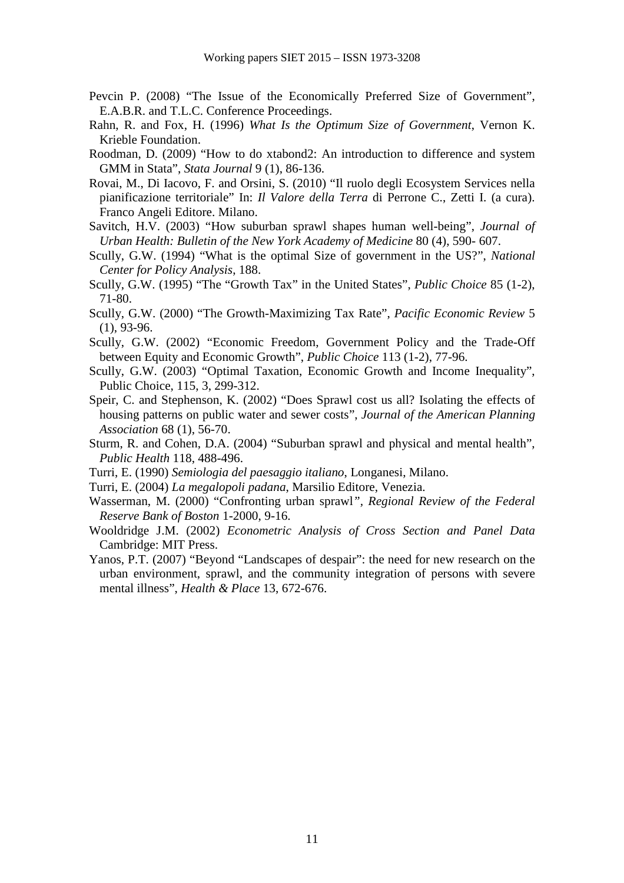Pevcin P. (2008) "The Issue of the Economically Preferred Size of Government", E.A.B.R. and T.L.C. Conference Proceedings.

Rahn, R. and Fox, H. (1996) *What Is the Optimum Size of Government*, Vernon K. Krieble Foundation.

Roodman, D. (2009) "How to do xtabond2: An introduction to difference and system GMM in Stata", *Stata Journal* 9 (1), 86-136.

Rovai, M., Di Iacovo, F. and Orsini, S. (2010) "Il ruolo degli Ecosystem Services nella pianificazione territoriale" In: *Il Valore della Terra* di Perrone C., Zetti I. (a cura). Franco Angeli Editore. Milano.

Savitch, H.V. (2003) "How suburban sprawl shapes human well-being", *Journal of Urban Health: Bulletin of the New York Academy of Medicine* 80 (4), 590- 607.

Scully, G.W. (1994) "What is the optimal Size of government in the US?", *National Center for Policy Analysis*, 188.

Scully, G.W. (1995) "The "Growth Tax" in the United States", *Public Choice* 85 (1-2), 71-80.

Scully, G.W. (2000) "The Growth-Maximizing Tax Rate", *Pacific Economic Review* 5 (1), 93-96.

Scully, G.W. (2002) "Economic Freedom, Government Policy and the Trade-Off between Equity and Economic Growth", *Public Choice* 113 (1-2), 77-96.

Scully, G.W. (2003) "Optimal Taxation, Economic Growth and Income Inequality", Public Choice, 115, 3, 299-312.

Speir, C. and Stephenson, K. (2002) "Does Sprawl cost us all? Isolating the effects of housing patterns on public water and sewer costs", *Journal of the American Planning Association* 68 (1), 56-70.

Sturm, R. and Cohen, D.A. (2004) "Suburban sprawl and physical and mental health", *Public Health* 118, 488-496.

Turri, E. (1990) *Semiologia del paesaggio italiano*, Longanesi, Milano.

Turri, E. (2004) *La megalopoli padana*, Marsilio Editore, Venezia.

Wasserman, M. (2000) "Confronting urban sprawl", *Regional Review of the Federal Reserve Bank of Boston* 1-2000, 9-16.

Wooldridge J.M. (2002) *Econometric Analysis of Cross Section and Panel Data* Cambridge: MIT Press.

Yanos, P.T. (2007) "Beyond "Landscapes of despair": the need for new research on the urban environment, sprawl, and the community integration of persons with severe mental illness", *Health & Place* 13, 672-676.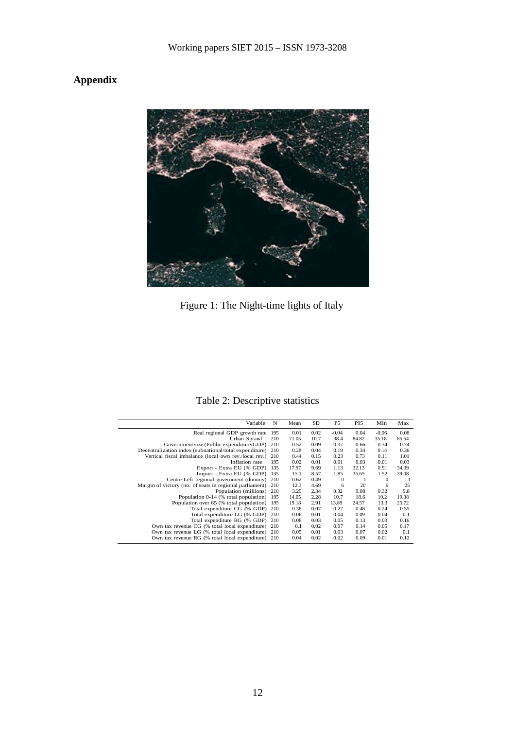## Appendix

Figure 1: The Night-time lights of Italy

Table 2: Descriptive statistics

| Variable | N | Mean | SD | P5 | P95 | Min | Max |
|---|---|---|---|---|---|---|---|
| Real regional GDP growth rate | 195 | 0.01 | 0.02 | -0.04 | 0.04 | -0.06 | 0.08 |
| Urban Sprawl | 210 | 71.05 | 10.7 | 38.4 | 84.82 | 35.18 | 85.54 |
| Government size (Public expenditure/GDP) | 210 | 0.52 | 0.09 | 0.37 | 0.66 | 0.34 | 0.74 |
| Decentralization index (subnational/total expenditure) | 210 | 0.28 | 0.04 | 0.19 | 0.34 | 0.14 | 0.36 |
| Vertical fiscal imbalance (local own rev./local rev.) | 210 | 0.44 | 0.15 | 0.23 | 0.73 | 0.11 | 1.01 |
| Inflation rate | 195 | 0.02 | 0.01 | 0.01 | 0.03 | 0.01 | 0.03 |
| Export - Extra EU (% GDP) | 135 | 17.97 | 9.69 | 1.13 | 32.13 | 0.91 | 34.39 |
| Import - Extra EU (% GDP) | 135 | 15.1 | 8.57 | 1.85 | 35.65 | 1.52 | 39.08 |
| Centre-Left regional government (dummy) | 210 | 0.62 | 0.49 | 0 | 1 | 0 | 1 |
| Margin of victory (no. of seats in regional parliament) | 210 | 12.3 | 4.69 | 6 | 20 | 6 | 25 |
| Population (millions) | 210 | 3.25 | 2.34 | 0.32 | 9.08 | 0.32 | 9.8 |
| Population 0-14 (% total population) | 195 | 14.05 | 2.28 | 10.7 | 18.6 | 10.2 | 19.38 |
| Population over 65 (% total population) | 195 | 19.18 | 2.91 | 13.89 | 24.57 | 13.3 | 25.72 |
| Total expenditure CG (% GDP) | 210 | 0.38 | 0.07 | 0.27 | 0.48 | 0.24 | 0.55 |
| Total expenditure LG (% GDP) | 210 | 0.06 | 0.01 | 0.04 | 0.09 | 0.04 | 0.1 |
| Total expenditure RG (% GDP) | 210 | 0.08 | 0.03 | 0.05 | 0.13 | 0.03 | 0.16 |
| Own tax revenue CG (% total local expenditure) | 210 | 0.1 | 0.02 | 0.07 | 0.14 | 0.05 | 0.17 |
| Own tax revenue LG (% total local expenditure) | 210 | 0.05 | 0.01 | 0.03 | 0.07 | 0.02 | 0.1 |
| Own tax revenue RG (% total local expenditure) | 210 | 0.04 | 0.02 | 0.02 | 0.09 | 0.01 | 0.12 |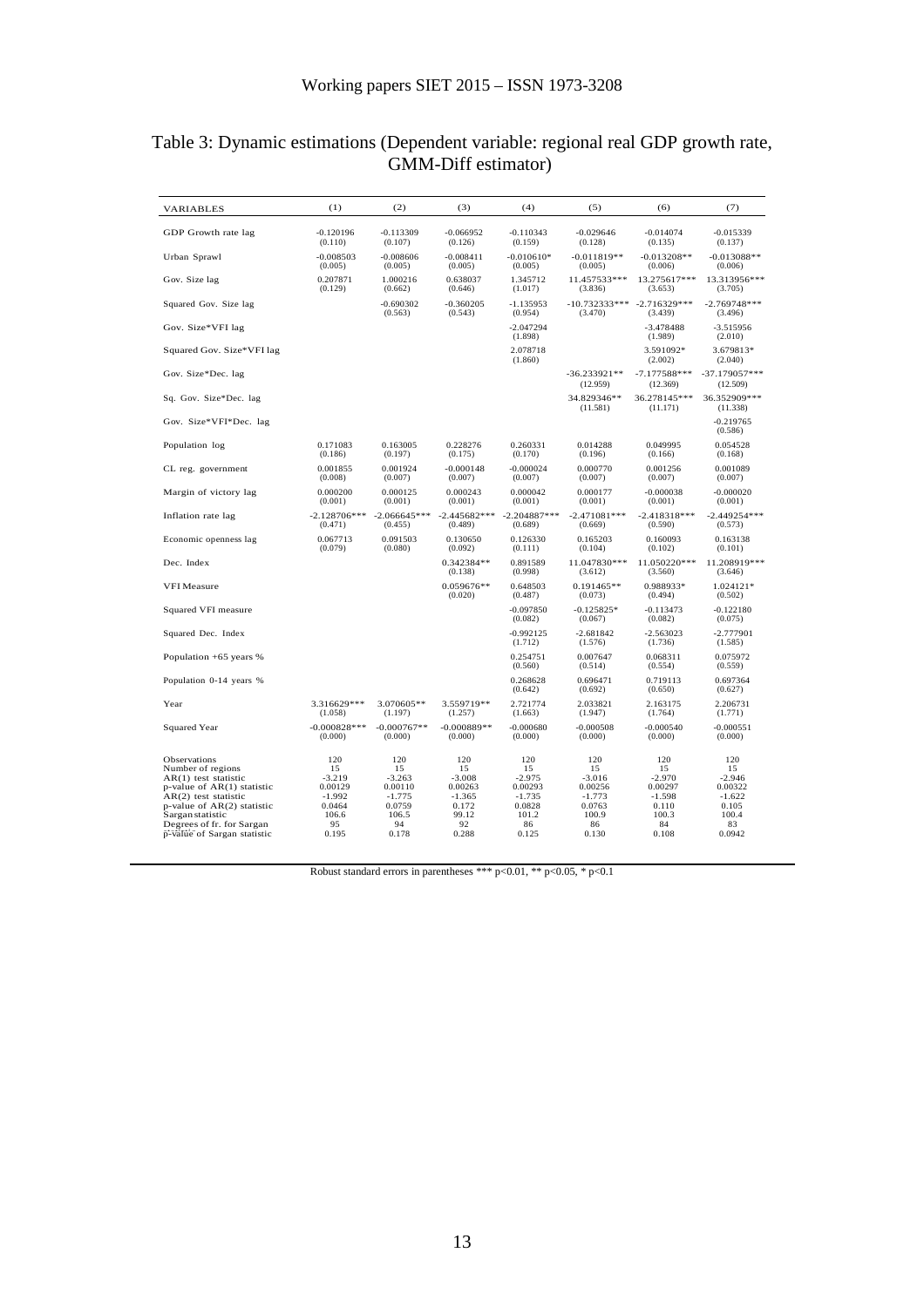## Table 3: Dynamic estimations (Dependent variable: regional real GDP growth rate, GMM-Diff estimator)

| VARIABLES | (1) | (2) | (3) | (4) | (5) | (6) | (7) |
|---|---|---|---|---|---|---|---|
| GDP Growth rate lag | -0.120196 | -0.113309 | -0.066952 | -0.110343 | -0.029646 | -0.014074 | -0.015339 |
| | (0.110) | (0.107) | (0.126) | (0.159) | (0.128) | (0.135) | (0.137) |
| Urban Sprawl | -0.008503 | -0.008606 | -0.008411 | -0.010610* | -0.011819** | -0.013208** | -0.013088** |
| | (0.005) | (0.005) | (0.005) | (0.005) | (0.005) | (0.006) | (0.006) |
| Gov. Size lag | 0.207871 | 1.000216 | 0.638037 | 1.345712 | 11.457533*** | 13.275617*** | 13.313956*** |
| | (0.129) | (0.662) | (0.646) | (1.017) | (3.836) | (3.653) | (3.705) |
| Squared Gov. Size lag | | -0.690302 | -0.360205 | -1.135953 | -10.732333*** | -2.716329*** | -2.769748*** |
| | | (0.563) | (0.543) | (0.954) | (3.470) | (3.439) | (3.496) |
| Gov. Size*VFI lag | | | | -2.047294 | | -3.478488 | -3.515956 |
| | | | | (1.898) | | (1.989) | (2.010) |
| Squared Gov. Size*VFI lag | | | | 2.078718 | | 3.591092* | 3.679813* |
| | | | | (1.860) | | (2.002) | (2.040) |
| Gov. Size*Dec. lag | | | | | -36.233921** | -7.177588*** | -37.179057*** |
| | | | | | (12.959) | (12.369) | (12.509) |
| Sq. Gov. Size*Dec. lag | | | | | 34.829346** | 36.278145*** | 36.352909*** |
| | | | | | (11.581) | (11.171) | (11.338) |
| Gov. Size*VFI*Dec. lag | | | | | | | -0.219765 |
| | | | | | | | (0.586) |
| Population log | 0.171083 | 0.163005 | 0.228276 | 0.260331 | 0.014288 | 0.049995 | 0.054528 |
| | (0.186) | (0.197) | (0.175) | (0.170) | (0.196) | (0.166) | (0.168) |
| CL reg. government | 0.001855 | 0.001924 | -0.000148 | -0.000024 | 0.000770 | 0.001256 | 0.001089 |
| | (0.008) | (0.007) | (0.007) | (0.007) | (0.007) | (0.007) | (0.007) |
| Margin of victory lag | 0.000200 | 0.000125 | 0.000243 | 0.000042 | 0.000177 | -0.000038 | -0.000020 |
| | (0.001) | (0.001) | (0.001) | (0.001) | (0.001) | (0.001) | (0.001) |
| Inflation rate lag | -2.128706*** | -2.066645*** | -2.445682*** | -2.204887*** | -2.471081*** | -2.418318*** | -2.449254*** |
| | (0.471) | (0.455) | (0.489) | (0.689) | (0.669) | (0.590) | (0.573) |
| Economic openness lag | 0.067713 | 0.091503 | 0.130650 | 0.126330 | 0.165203 | 0.160093 | 0.163138 |
| | (0.079) | (0.080) | (0.092) | (0.111) | (0.104) | (0.102) | (0.101) |
| Dec. Index | | | 0.342384** | 0.891589 | 11.047830*** | 11.050220*** | 11.208919*** |
| | | | (0.138) | (0.998) | (3.612) | (3.560) | (3.646) |
| VFI Measure | | | 0.059676** | 0.648503 | 0.191465** | 0.988933* | 1.024121* |
| | | | (0.020) | (0.487) | (0.073) | (0.494) | (0.502) |
| Squared VFI measure | | | | -0.097850 | -0.125825* | -0.113473 | -0.122180 |
| | | | | (0.082) | (0.067) | (0.082) | (0.075) |
| Squared Dec. Index | | | | -0.992125 | -2.681842 | -2.563023 | -2.777901 |
| | | | | (1.712) | (1.576) | (1.736) | (1.585) |
| Population +65 years % | | | | 0.254751 | 0.007647 | 0.068311 | 0.075972 |
| | | | | (0.560) | (0.514) | (0.554) | (0.559) |
| Population 0-14 years % | | | | 0.268628 | 0.696471 | 0.719113 | 0.697364 |
| | | | | (0.642) | (0.692) | (0.650) | (0.627) |
| Year | 3.316629*** | 3.070605** | 3.559719** | 2.721774 | 2.033821 | 2.163175 | 2.206731 |
| | (1.058) | (1.197) | (1.257) | (1.663) | (1.947) | (1.764) | (1.771) |
| Squared Year | -0.000828*** | -0.000767** | -0.000889** | -0.000680 | -0.000508 | -0.000540 | -0.000551 |
| | (0.000) | (0.000) | (0.000) | (0.000) | (0.000) | (0.000) | (0.000) |
| Observations | 120 | 120 | 120 | 120 | 120 | 120 | 120 |
| Number of regions | 15 | 15 | 15 | 15 | 15 | 15 | 15 |
| AR(1) test statistic | -3.219 | -3.263 | -3.008 | -2.975 | -3.016 | -2.970 | -2.946 |
| p-value of AR(1) statistic | 0.00129 | 0.00110 | 0.00263 | 0.00293 | 0.00256 | 0.00297 | 0.00322 |
| AR(2) test statistic | -1.992 | -1.775 | -1.365 | -1.735 | -1.773 | -1.598 | -1.622 |
| p-value of AR(2) statistic | 0.0464 | 0.0759 | 0.172 | 0.0828 | 0.0763 | 0.110 | 0.105 |
| Sargan statistic | 106.6 | 106.5 | 99.12 | 101.2 | 100.9 | 100.3 | 100.4 |
| Degrees of fr. for Sargan | 95 | 94 | 92 | 86 | 86 | 84 | 83 |
| p-value of Sargan statistic | 0.195 | 0.178 | 0.288 | 0.125 | 0.130 | 0.108 | 0.0942 |

Robust standard errors in parentheses *** p<0.01, ** p<0.05, * p<0.1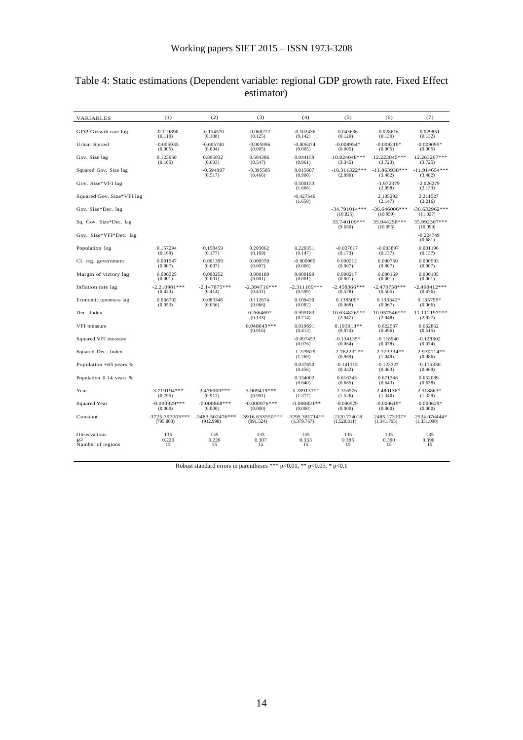Table 4: Static estimations (Dependent variable: regional GDP growth rate, Fixed Effect estimator)

| VARIABLES | (1) | (2) | (3) | (4) | (5) | (6) | (7) |
|---|---|---|---|---|---|---|---|
| GDP Growth rate lag | -0.119890 | -0.114570 | -0.068272 | -0.102436 | -0.043636 | -0.028616 | -0.029851 |
| | (0.110) | (0.108) | (0.125) | (0.142) | (0.120) | (0.130) | (0.132) |
| Urban Sprawl | -0.005935 | -0.005740 | -0.005996 | -0.006474 | -0.008954* | -0.009219* | -0.009095* |
| | (0.005) | (0.004) | (0.005) | (0.005) | (0.005) | (0.005) | (0.005) |
| Gov. Size lag | 0.123950 | 0.805032 | 0.584386 | 0.044159 | 10.824048*** | 12.223845*** | 12.263207*** |
| | (0.105) | (0.603) | (0.547) | (0.961) | (3.345) | (3.723) | (3.725) |
| Squared Gov. Size lag | | -0.594997 | -0.395585 | 0.015607 | -10.311322*** | -11.863938*** | -11.914654*** |
| | | (0.517) | (0.466) | (0.900) | (2.990) | (3.482) | (3.482) |
| Gov. Size*VFI lag | | | | 0.500153 | | -1.972379 | -2.026279 |
| | | | | (1.666) | | (2.098) | (2.133) |
| Squared Gov. Size*VFI lag | | | | -0.427546 | | 2.105292 | 2.211527 |
| | | | | (1.650) | | (2.147) | (2.216) |
| Gov. Size*Dec. lag | | | | | -34.791014*** | -36.646006*** | -36.632962*** |
| | | | | | (10.825) | (10.959) | (11.027) |
| Sq. Gov. Size*Dec. lag | | | | | 33.740109*** | 35.944258*** | 35.992307*** |
| | | | | | (9.680) | (10.056) | (10.099) |
| Gov. Size*VFI*Dec. lag | | | | | | | -0.224749 |
| | | | | | | | (0.681) |
| Population log | 0.157294 | 0.158459 | 0.203062 | 0.220351 | -0.027617 | -0.003897 | 0.001196 |
| | (0.169) | (0.177) | (0.169) | (0.147) | (0.173) | (0.137) | (0.137) |
| CL reg. government | 0.001547 | 0.001399 | 0.000550 | -0.000065 | 0.000212 | 0.000750 | 0.000593 |
| | (0.007) | (0.007) | (0.007) | (0.006) | (0.007) | (0.007) | (0.007) |
| Margin of victory lag | 0.000325 | 0.000252 | 0.000180 | 0.000199 | 0.000217 | 0.000169 | 0.000185 |
| | (0.001) | (0.001) | (0.001) | (0.001) | (0.001) | (0.001) | (0.001) |
| Inflation rate lag | -2.210901*** | -2.147875*** | -2.394716*** | -2.311169*** | -2.458366*** | -2.470758*** | -2.498412*** |
| | (0.423) | (0.414) | (0.431) | (0.599) | (0.578) | (0.505) | (0.476) |
| Economic openness lag | 0.066702 | 0.083346 | 0.112674 | 0.109430 | 0.138509* | 0.133342* | 0.135799* |
| | (0.053) | (0.056) | (0.066) | (0.082) | (0.068) | (0.067) | (0.066) |
| Dec. Index | | | 0.266469* | 0.995183 | 10.634826*** | 10.957546*** | 11.112197*** |
| | | | (0.133) | (0.714) | (2.947) | (2.948) | (2.927) |
| VFI measure | | | 0.048643*** | 0.019691 | 0.193913** | 0.622537 | 0.662862 |
| | | | (0.016) | (0.413) | (0.074) | (0.496) | (0.515) |
| Squared VFI measure | | | | -0.097453 | -0.134135* | -0.118940 | -0.128302 |
| | | | | (0.076) | (0.064) | (0.078) | (0.074) |
| Squared Dec. Index | | | | -1.229629 | -2.762231** | -2.723334** | -2.930114** |
| | | | | (1.269) | (0.969) | (1.049) | (0.986) |
| Population +65 years % | | | | 0.037850 | -0.141315 | -0.123327 | -0.115350 |
| | | | | (0.456) | (0.442) | (0.463) | (0.469) |
| Population 0-14 years % | | | | 0.334002 | 0.616343 | 0.671346 | 0.652089 |
| | | | | (0.640) | (0.665) | (0.643) | (0.638) |
| Year | 3.719194*** | 3.476909*** | 3.909419*** | 3.289137** | 2.316576 | 2.480136* | 2.518863* |
| | (0.795) | (0.912) | (0.991) | (1.377) | (1.526) | (1.340) | (1.329) |
| Squared Year | -0.000929*** | -0.000868*** | -0.000976*** | -0.000821** | -0.000579 | -0.000619* | -0.000629* |
| | (0.000) | (0.000) | (0.000) | (0.000) | (0.000) | (0.000) | (0.000) |
| Constant | -3725.797005*** | -3483.502476*** | -3916.633550*** | -3295.381714** | -2320.774018 | -2485.173107* | -2524.076444* |
| | (795.803) | (912.998) | (991.524) | (1,379.767) | (1,528.811) | (1,341.795) | (1,331.090) |
| Observations | 135 | 135 | 135 | 135 | 135 | 135 | 135 |
| $R^2$ | 0.220 | 0.226 | 0.307 | 0.333 | 0.385 | 0.390 | 0.390 |
| Number of regions | 15 | 15 | 15 | 15 | 15 | 15 | 15 |

Robust standard errors in parentheses *** p<0.01, ** p<0.05, * p<0.1